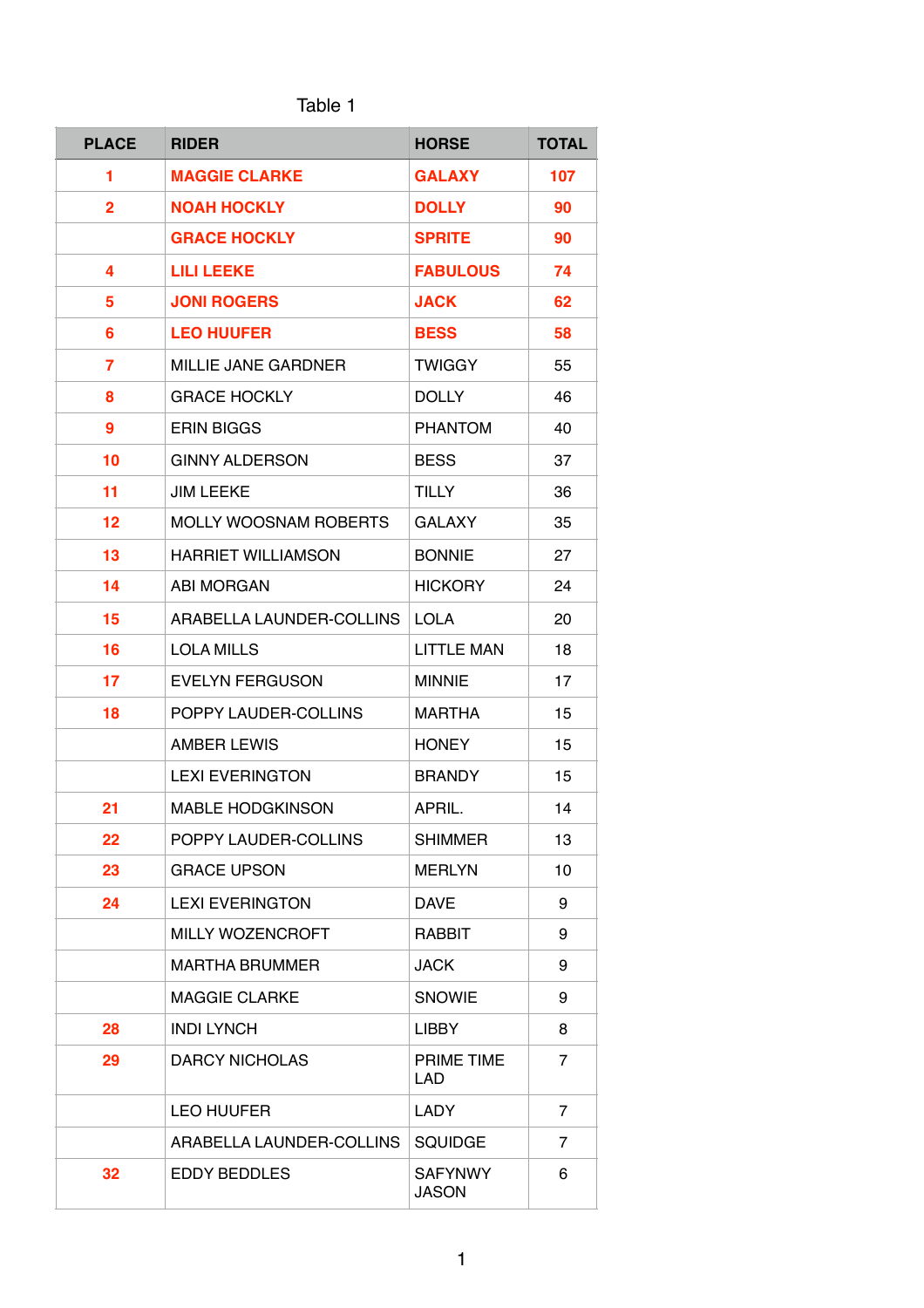Table 1

| PLACE | RIDER | HORSE | TOTAL |
|---|---|---|---|
| 1 | MAGGIE CLARKE | GALAXY | 107 |
| 2 | NOAH HOCKLY | DOLLY | 90 |
| | GRACE HOCKLY | SPRITE | 90 |
| 4 | LILI LEEKE | FABULOUS | 74 |
| 5 | JONI ROGERS | JACK | 62 |
| 6 | LEO HUUFER | BESS | 58 |
| 7 | MILLIE JANE GARDNER | TWIGGY | 55 |
| 8 | GRACE HOCKLY | DOLLY | 46 |
| 9 | ERIN BIGGS | PHANTOM | 40 |
| 10 | GINNY ALDERSON | BESS | 37 |
| 11 | JIM LEEKE | TILLY | 36 |
| 12 | MOLLY WOOSNAM ROBERTS | GALAXY | 35 |
| 13 | HARRIET WILLIAMSON | BONNIE | 27 |
| 14 | ABI MORGAN | HICKORY | 24 |
| 15 | ARABELLA LAUNDER-COLLINS | LOLA | 20 |
| 16 | LOLA MILLS | LITTLE MAN | 18 |
| 17 | EVELYN FERGUSON | MINNIE | 17 |
| 18 | POPPY LAUDER-COLLINS | MARTHA | 15 |
| | AMBER LEWIS | HONEY | 15 |
| | LEXI EVERINGTON | BRANDY | 15 |
| 21 | MABLE HODGKINSON | APRIL. | 14 |
| 22 | POPPY LAUDER-COLLINS | SHIMMER | 13 |
| 23 | GRACE UPSON | MERLYN | 10 |
| 24 | LEXI EVERINGTON | DAVE | 9 |
| | MILLY WOZENCROFT | RABBIT | 9 |
| | MARTHA BRUMMER | JACK | 9 |
| | MAGGIE CLARKE | SNOWIE | 9 |
| 28 | INDI LYNCH | LIBBY | 8 |
| 29 | DARCY NICHOLAS | PRIME TIME LAD | 7 |
| | LEO HUUFER | LADY | 7 |
| | ARABELLA LAUNDER-COLLINS | SQUIDGE | 7 |
| 32 | EDDY BEDDLES | SAFYNWY JASON | 6 |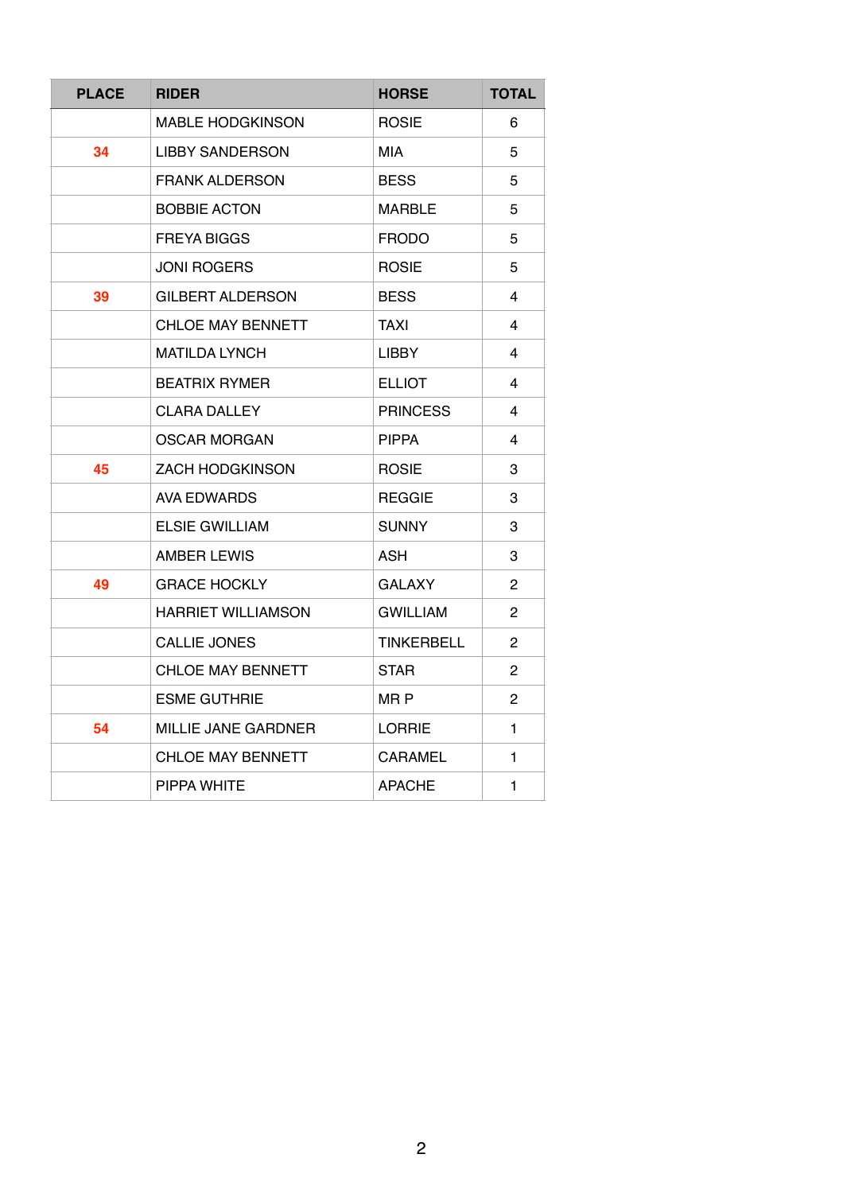| PLACE | RIDER | HORSE | TOTAL |
|---|---|---|---|
| | MABLE HODGKINSON | ROSIE | 6 |
| 34 | LIBBY SANDERSON | MIA | 5 |
| | FRANK ALDERSON | BESS | 5 |
| | BOBBIE ACTON | MARBLE | 5 |
| | FREYA BIGGS | FRODO | 5 |
| | JONI ROGERS | ROSIE | 5 |
| 39 | GILBERT ALDERSON | BESS | 4 |
| | CHLOE MAY BENNETT | TAXI | 4 |
| | MATILDA LYNCH | LIBBY | 4 |
| | BEATRIX RYMER | ELLIOT | 4 |
| | CLARA DALLEY | PRINCESS | 4 |
| | OSCAR MORGAN | PIPPA | 4 |
| 45 | ZACH HODGKINSON | ROSIE | 3 |
| | AVA EDWARDS | REGGIE | 3 |
| | ELSIE GWILLIAM | SUNNY | 3 |
| | AMBER LEWIS | ASH | 3 |
| 49 | GRACE HOCKLY | GALAXY | 2 |
| | HARRIET WILLIAMSON | GWILLIAM | 2 |
| | CALLIE JONES | TINKERBELL | 2 |
| | CHLOE MAY BENNETT | STAR | 2 |
| | ESME GUTHRIE | MR P | 2 |
| 54 | MILLIE JANE GARDNER | LORRIE | 1 |
| | CHLOE MAY BENNETT | CARAMEL | 1 |
| | PIPPA WHITE | APACHE | 1 |